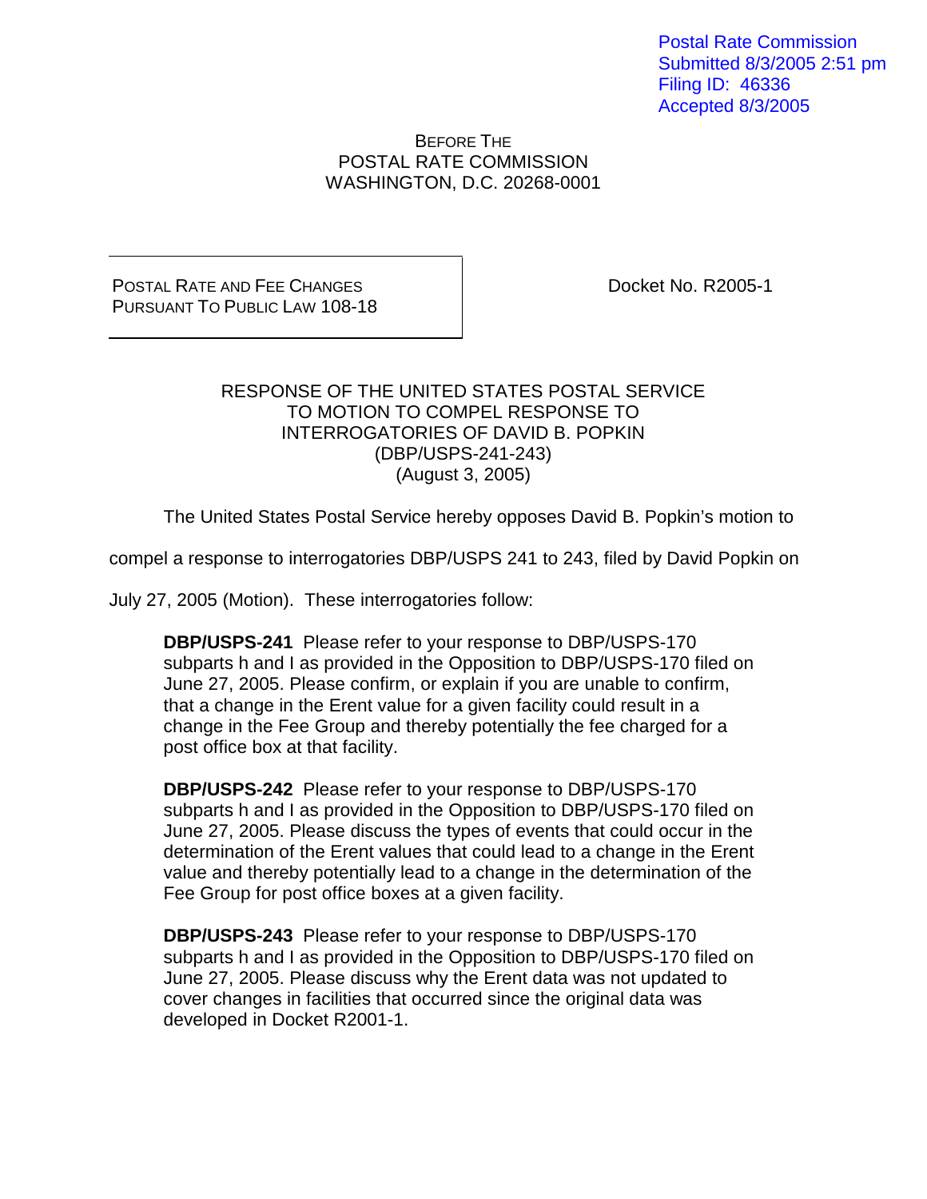Postal Rate Commission
Submitted 8/3/2005 2:51 pm
Filing ID: 46336
Accepted 8/3/2005

BEFORE THE
POSTAL RATE COMMISSION
WASHINGTON, D.C. 20268-0001

| POSTAL RATE AND FEE CHANGES PURSUANT TO PUBLIC LAW 108-18 | Docket No. R2005-1 |
|---|---|

RESPONSE OF THE UNITED STATES POSTAL SERVICE
TO MOTION TO COMPEL RESPONSE TO
INTERROGATORIES OF DAVID B. POPKIN
(DBP/USPS-241-243)
(August 3, 2005)

The United States Postal Service hereby opposes David B. Popkin's motion to compel a response to interrogatories DBP/USPS 241 to 243, filed by David Popkin on July 27, 2005 (Motion). These interrogatories follow:

> **DBP/USPS-241** Please refer to your response to DBP/USPS-170 subparts h and I as provided in the Opposition to DBP/USPS-170 filed on June 27, 2005. Please confirm, or explain if you are unable to confirm, that a change in the Erent value for a given facility could result in a change in the Fee Group and thereby potentially the fee charged for a post office box at that facility.
>
> **DBP/USPS-242** Please refer to your response to DBP/USPS-170 subparts h and I as provided in the Opposition to DBP/USPS-170 filed on June 27, 2005. Please discuss the types of events that could occur in the determination of the Erent values that could lead to a change in the Erent value and thereby potentially lead to a change in the determination of the Fee Group for post office boxes at a given facility.
>
> **DBP/USPS-243** Please refer to your response to DBP/USPS-170 subparts h and I as provided in the Opposition to DBP/USPS-170 filed on June 27, 2005. Please discuss why the Erent data was not updated to cover changes in facilities that occurred since the original data was developed in Docket R2001-1.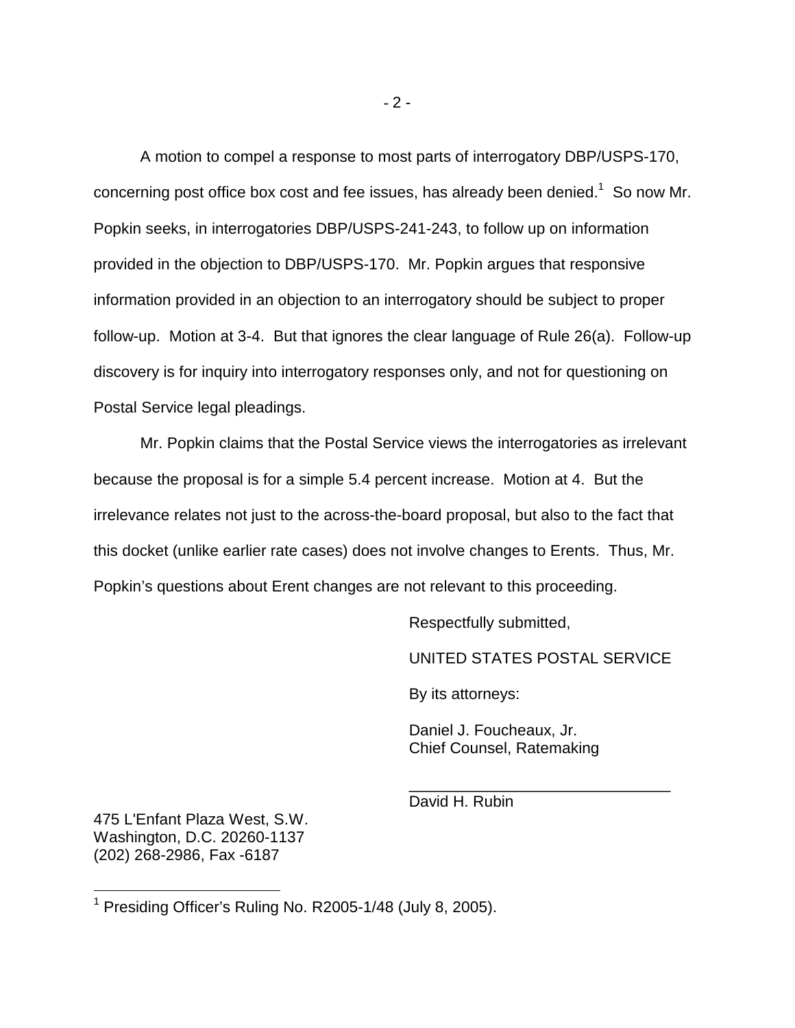A motion to compel a response to most parts of interrogatory DBP/USPS-170, concerning post office box cost and fee issues, has already been denied.[1] So now Mr. Popkin seeks, in interrogatories DBP/USPS-241-243, to follow up on information provided in the objection to DBP/USPS-170. Mr. Popkin argues that responsive information provided in an objection to an interrogatory should be subject to proper follow-up. Motion at 3-4. But that ignores the clear language of Rule 26(a). Follow-up discovery is for inquiry into interrogatory responses only, and not for questioning on Postal Service legal pleadings.

Mr. Popkin claims that the Postal Service views the interrogatories as irrelevant because the proposal is for a simple 5.4 percent increase. Motion at 4. But the irrelevance relates not just to the across-the-board proposal, but also to the fact that this docket (unlike earlier rate cases) does not involve changes to Erents. Thus, Mr. Popkin's questions about Erent changes are not relevant to this proceeding.

Respectfully submitted,

UNITED STATES POSTAL SERVICE

By its attorneys:

Daniel J. Foucheaux, Jr.
Chief Counsel, Ratemaking

\_\_\_\_\_\_\_\_\_\_\_\_\_\_\_\_\_\_\_\_\_\_\_\_\_\_\_\_\_\_
David H. Rubin

475 L'Enfant Plaza West, S.W.
Washington, D.C. 20260-1137
(202) 268-2986, Fax -6187

[1] Presiding Officer's Ruling No. R2005-1/48 (July 8, 2005).